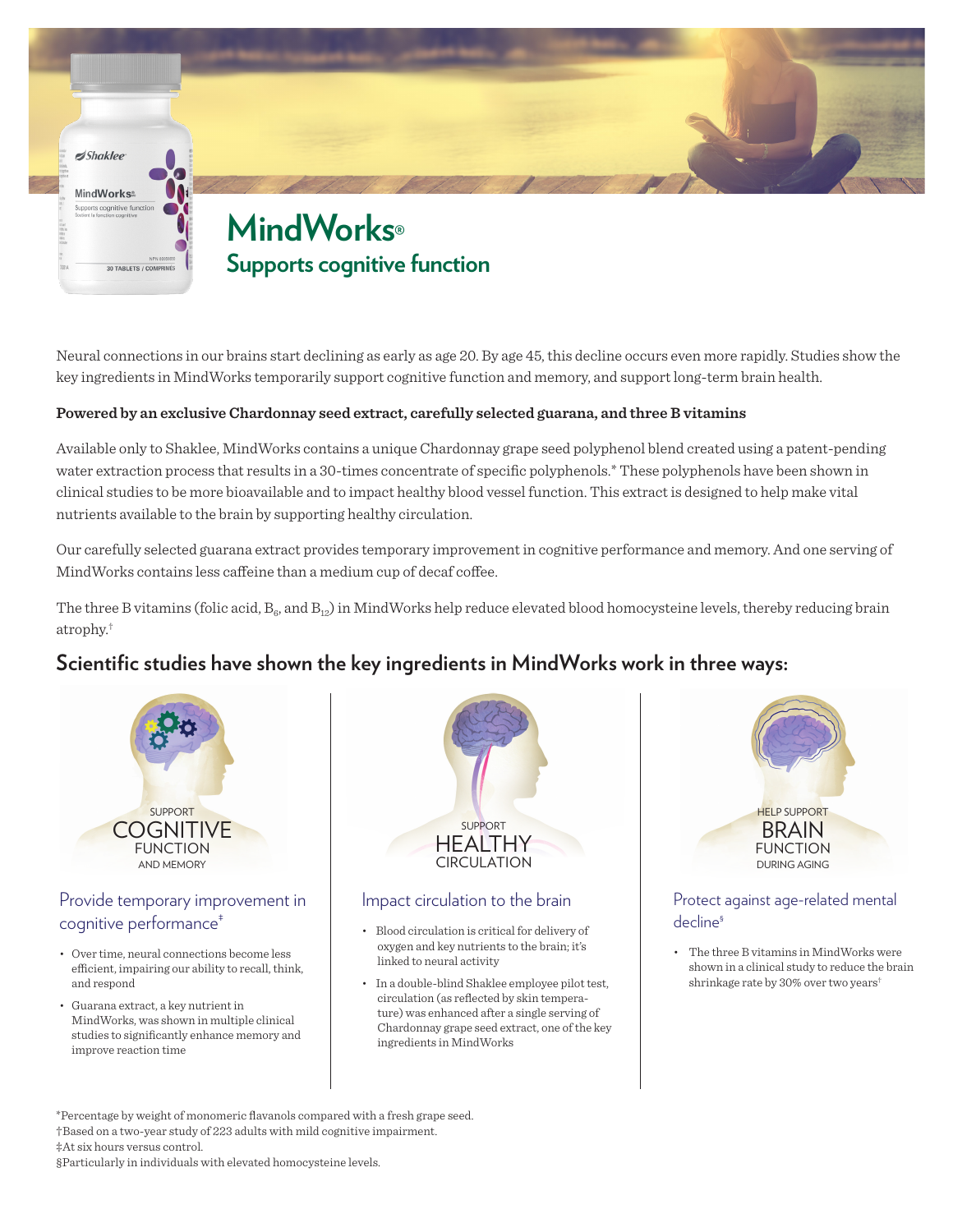# MindWorks®

## Supports cognitive function

Neural connections in our brains start declining as early as age 20. By age 45, this decline occurs even more rapidly. Studies show the key ingredients in MindWorks temporarily support cognitive function and memory, and support long-term brain health.

**Powered by an exclusive Chardonnay seed extract, carefully selected guarana, and three B vitamins**

Available only to Shaklee, MindWorks contains a unique Chardonnay grape seed polyphenol blend created using a patent-pending water extraction process that results in a 30-times concentrate of specific polyphenols.* These polyphenols have been shown in clinical studies to be more bioavailable and to impact healthy blood vessel function. This extract is designed to help make vital nutrients available to the brain by supporting healthy circulation.

Our carefully selected guarana extract provides temporary improvement in cognitive performance and memory. And one serving of MindWorks contains less caffeine than a medium cup of decaf coffee.

The three B vitamins (folic acid, $B_6$, and $B_{12}$) in MindWorks help reduce elevated blood homocysteine levels, thereby reducing brain atrophy.†

## Scientific studies have shown the key ingredients in MindWorks work in three ways:

SUPPORT COGNITIVE FUNCTION AND MEMORY

### Provide temporary improvement in cognitive performance‡

- Over time, neural connections become less efficient, impairing our ability to recall, think, and respond
- Guarana extract, a key nutrient in MindWorks, was shown in multiple clinical studies to significantly enhance memory and improve reaction time

SUPPORT HEALTHY CIRCULATION

### Impact circulation to the brain

- Blood circulation is critical for delivery of oxygen and key nutrients to the brain; it's linked to neural activity
- In a double-blind Shaklee employee pilot test, circulation (as reflected by skin temperature) was enhanced after a single serving of Chardonnay grape seed extract, one of the key ingredients in MindWorks

HELP SUPPORT BRAIN FUNCTION DURING AGING

### Protect against age-related mental decline§

- The three B vitamins in MindWorks were shown in a clinical study to reduce the brain shrinkage rate by 30% over two years†

*Percentage by weight of monomeric flavanols compared with a fresh grape seed.
†Based on a two-year study of 223 adults with mild cognitive impairment.
‡At six hours versus control.
§Particularly in individuals with elevated homocysteine levels.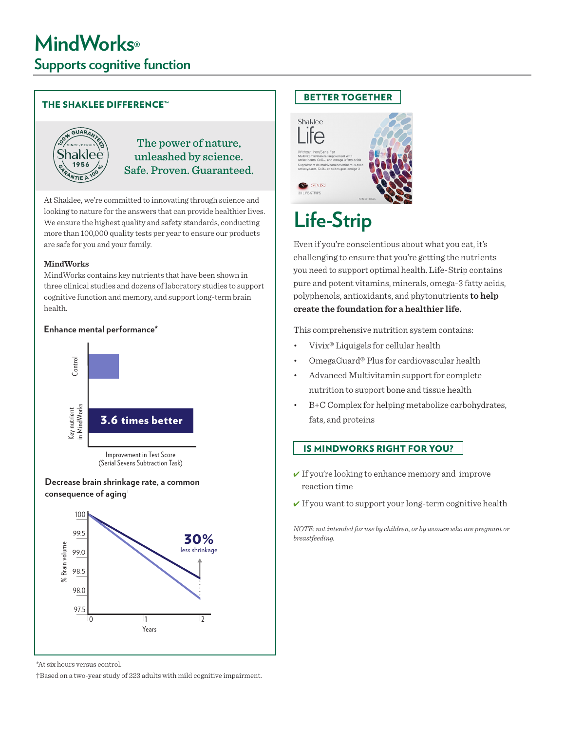# MindWorks®

## Supports cognitive function

### THE SHAKLEE DIFFERENCE™

100% GUARANTEED SINCE/DEPUIS Shaklee 1956 GARANTIE À 100%

The power of nature, unleashed by science. Safe. Proven. Guaranteed.

At Shaklee, we're committed to innovating through science and looking to nature for the answers that can provide healthier lives. We ensure the highest quality and safety standards, conducting more than 100,000 quality tests per year to ensure our products are safe for you and your family.

**MindWorks**

MindWorks contains key nutrients that have been shown in three clinical studies and dozens of laboratory studies to support cognitive function and memory, and support long-term brain health.

**Enhance mental performance***

Control

Key nutrient in MindWorks — 3.6 times better

Improvement in Test Score (Serial Sevens Subtraction Task)

**Decrease brain shrinkage rate, a common consequence of aging†**

% Brain volume: 100, 99.5, 99.0, 98.5, 98.0, 97.5

Years: 0, 1, 2

30% less shrinkage

### BETTER TOGETHER

## Life-Strip

Even if you're conscientious about what you eat, it's challenging to ensure that you're getting the nutrients you need to support optimal health. Life-Strip contains pure and potent vitamins, minerals, omega-3 fatty acids, polyphenols, antioxidants, and phytonutrients **to help create the foundation for a healthier life.**

This comprehensive nutrition system contains:

- Vivix® Liquigels for cellular health
- OmegaGuard® Plus for cardiovascular health
- Advanced Multivitamin support for complete nutrition to support bone and tissue health
- B+C Complex for helping metabolize carbohydrates, fats, and proteins

### IS MINDWORKS RIGHT FOR YOU?

✔ If you're looking to enhance memory and improve reaction time

✔ If you want to support your long-term cognitive health

*NOTE: not intended for use by children, or by women who are pregnant or breastfeeding.*

*At six hours versus control.

†Based on a two-year study of 223 adults with mild cognitive impairment.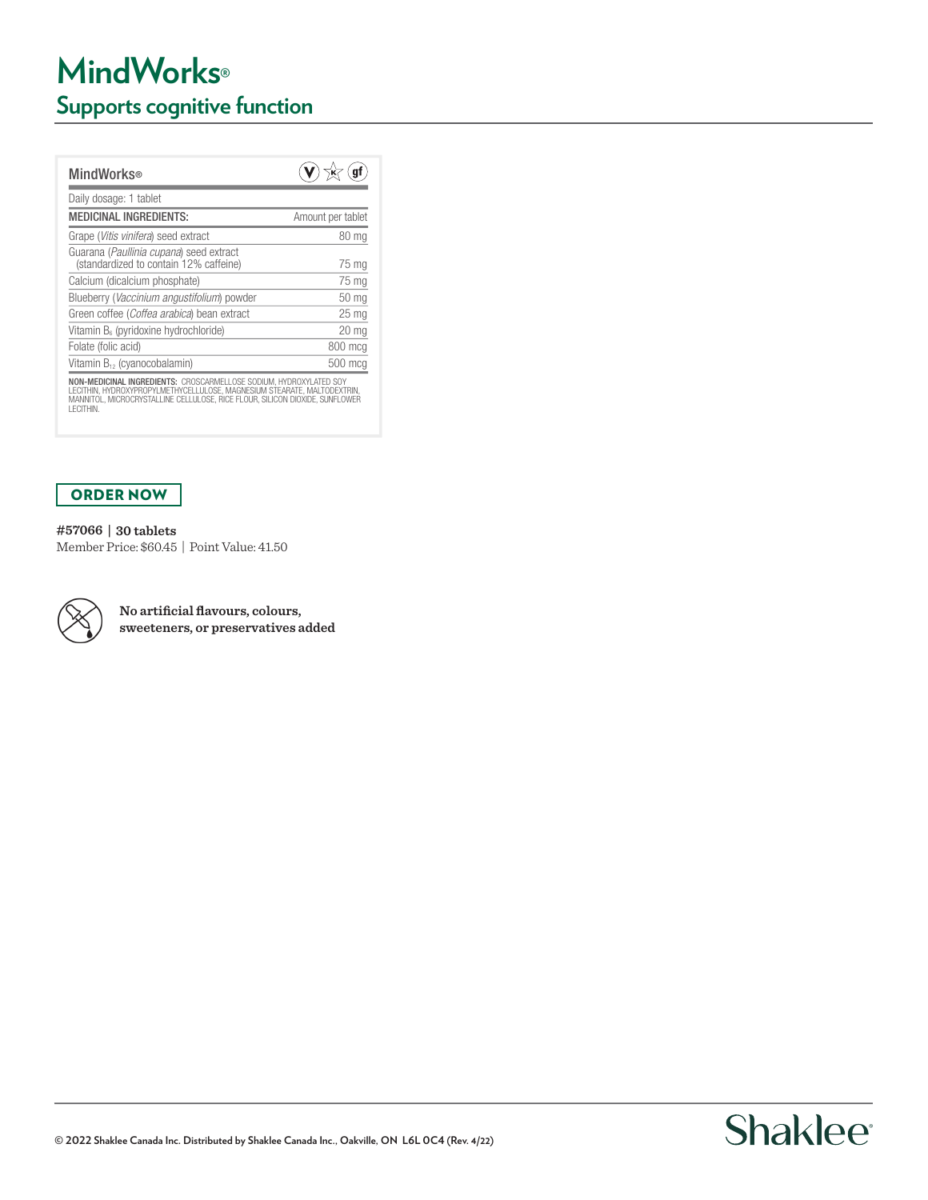# MindWorks®

## Supports cognitive function

**MindWorks®**

Daily dosage: 1 tablet

| MEDICINAL INGREDIENTS: | Amount per tablet |
|---|---|
| Grape (*Vitis vinifera*) seed extract | 80 mg |
| Guarana (*Paullinia cupana*) seed extract (standardized to contain 12% caffeine) | 75 mg |
| Calcium (dicalcium phosphate) | 75 mg |
| Blueberry (*Vaccinium angustifolium*) powder | 50 mg |
| Green coffee (*Coffea arabica*) bean extract | 25 mg |
| Vitamin $B_6$ (pyridoxine hydrochloride) | 20 mg |
| Folate (folic acid) | 800 mcg |
| Vitamin $B_{12}$ (cyanocobalamin) | 500 mcg |

**NON-MEDICINAL INGREDIENTS:** CROSCARMELLOSE SODIUM, HYDROXYLATED SOY LECITHIN, HYDROXYPROPYLMETHYLCELLULOSE, MAGNESIUM STEARATE, MALTODEXTRIN, MANNITOL, MICROCRYSTALLINE CELLULOSE, RICE FLOUR, SILICON DIOXIDE, SUNFLOWER LECITHIN.

ORDER NOW

**#57066 | 30 tablets**
Member Price: $60.45 | Point Value: 41.50

**No artificial flavours, colours, sweeteners, or preservatives added**

© 2022 Shaklee Canada Inc. Distributed by Shaklee Canada Inc., Oakville, ON L6L 0C4 (Rev. 4/22)

Shaklee®